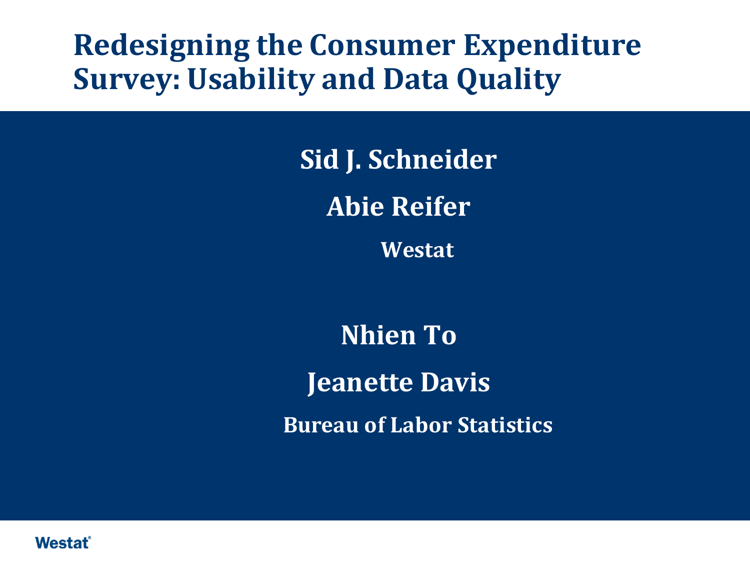# Redesigning the Consumer Expenditure Survey: Usability and Data Quality

**Sid J. Schneider**

**Abie Reifer**

**Westat**

**Nhien To**

**Jeanette Davis**

**Bureau of Labor Statistics**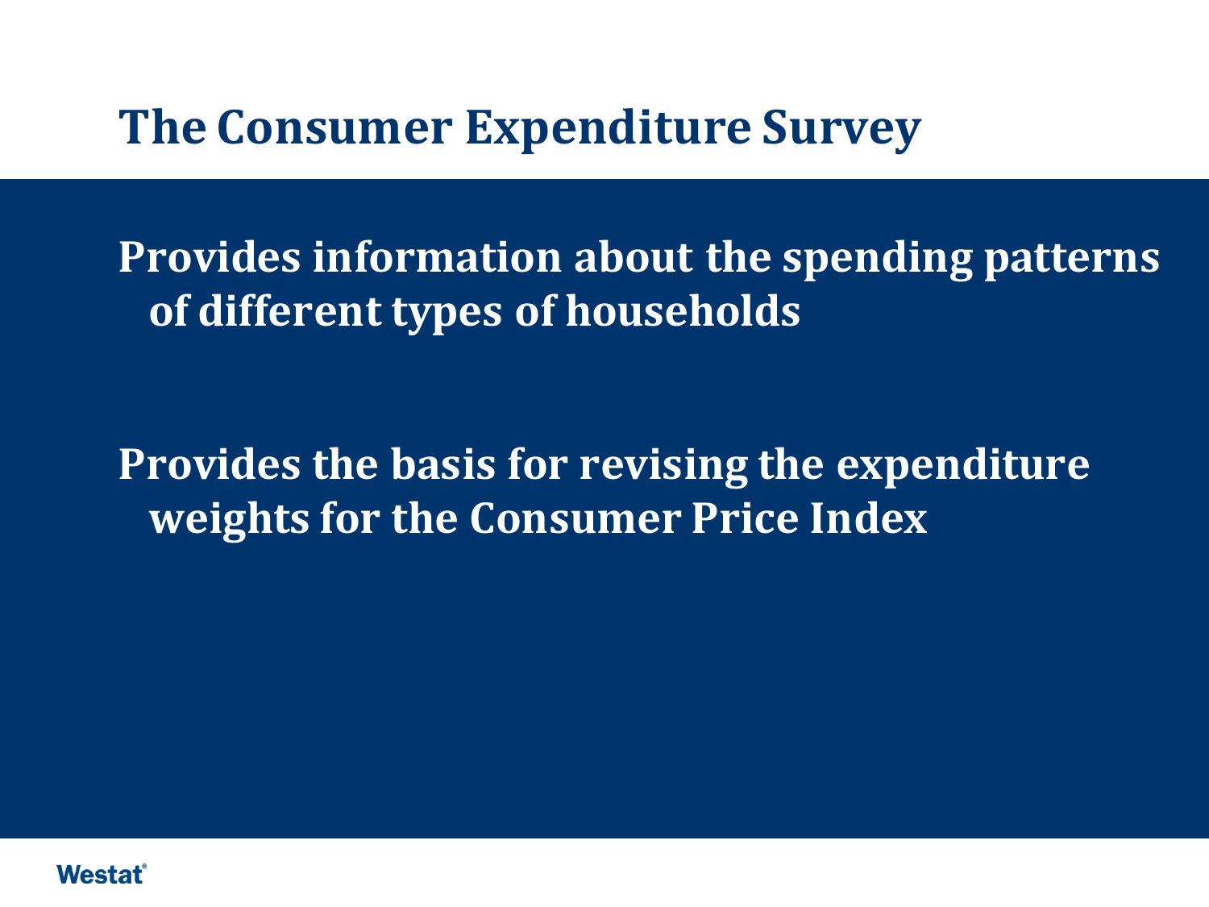# The Consumer Expenditure Survey

Provides information about the spending patterns of different types of households

Provides the basis for revising the expenditure weights for the Consumer Price Index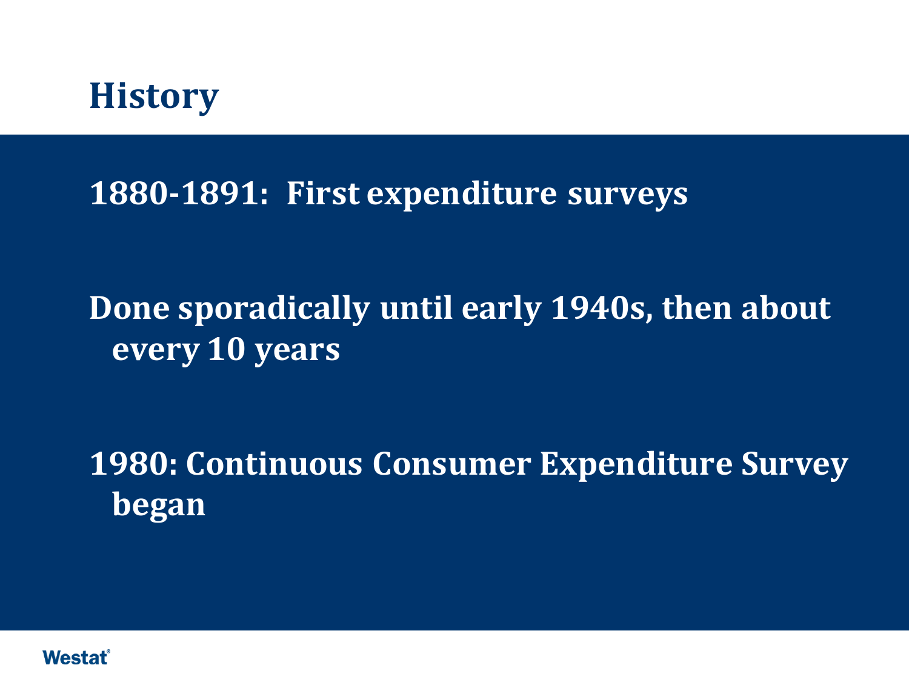# History

**1880-1891: First expenditure surveys**

**Done sporadically until early 1940s, then about every 10 years**

**1980: Continuous Consumer Expenditure Survey began**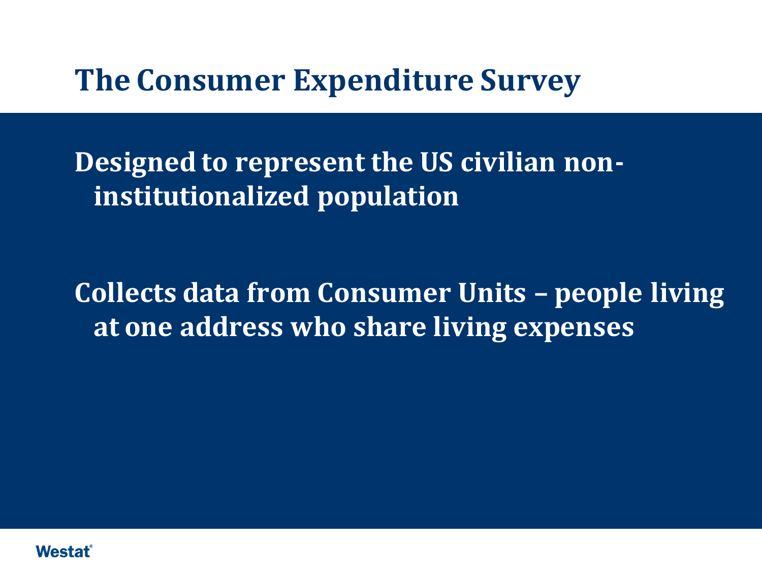# The Consumer Expenditure Survey

Designed to represent the US civilian non-institutionalized population

Collects data from Consumer Units – people living at one address who share living expenses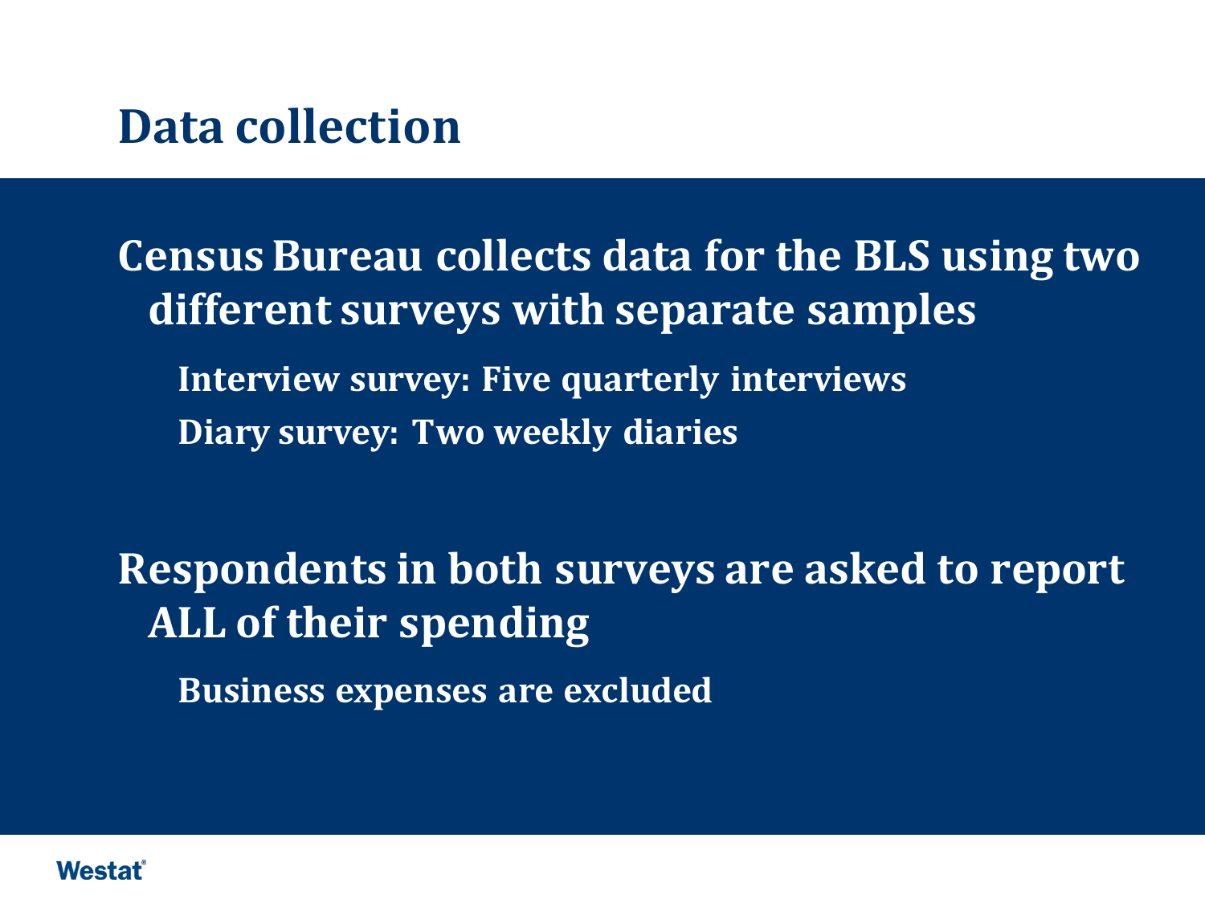# Data collection

- Census Bureau collects data for the BLS using two different surveys with separate samples
  - Interview survey: Five quarterly interviews
  - Diary survey: Two weekly diaries

- Respondents in both surveys are asked to report ALL of their spending
  - Business expenses are excluded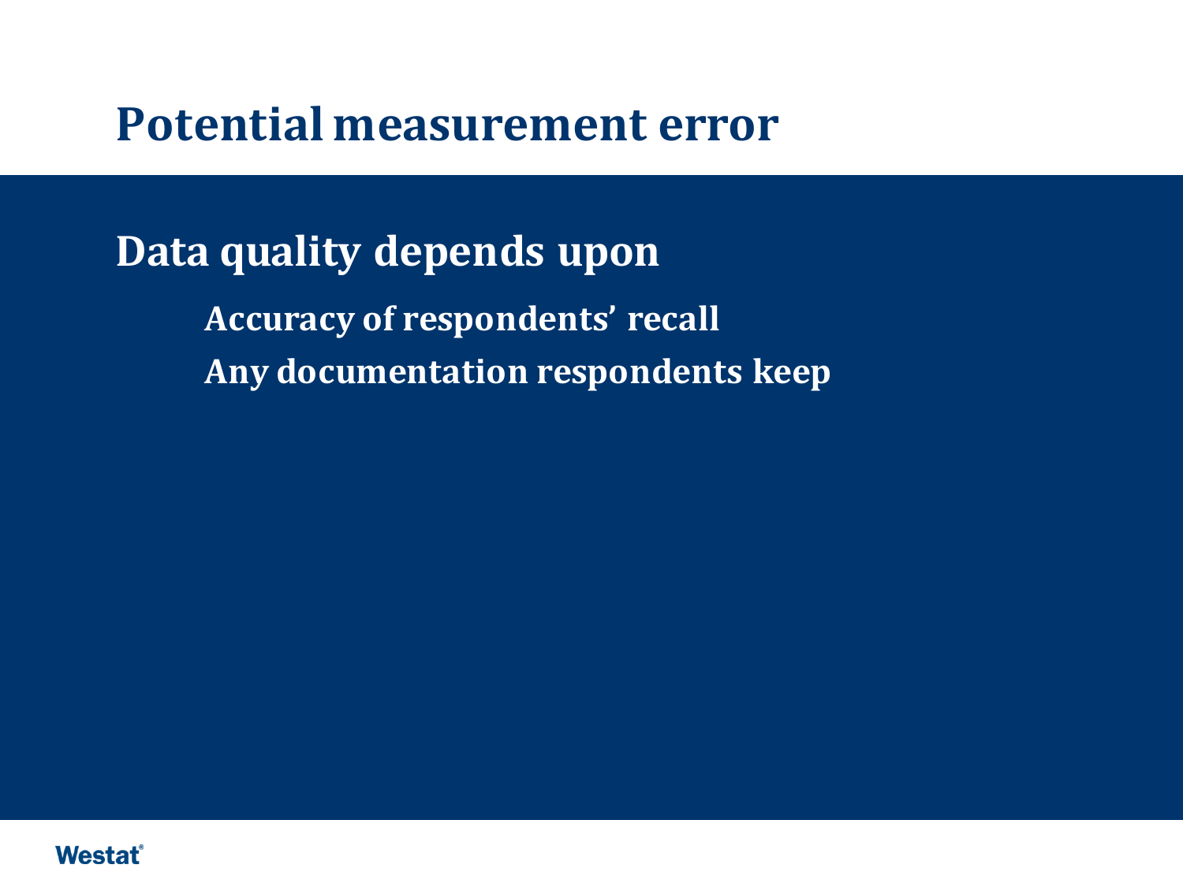# Potential measurement error

## Data quality depends upon

- Accuracy of respondents' recall
- Any documentation respondents keep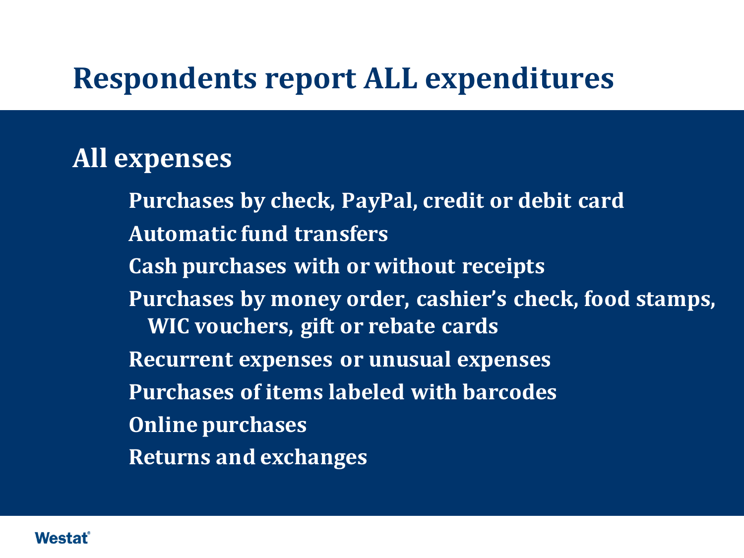# Respondents report ALL expenditures

## All expenses

- Purchases by check, PayPal, credit or debit card
- Automatic fund transfers
- Cash purchases with or without receipts
- Purchases by money order, cashier's check, food stamps, WIC vouchers, gift or rebate cards
- Recurrent expenses or unusual expenses
- Purchases of items labeled with barcodes
- Online purchases
- Returns and exchanges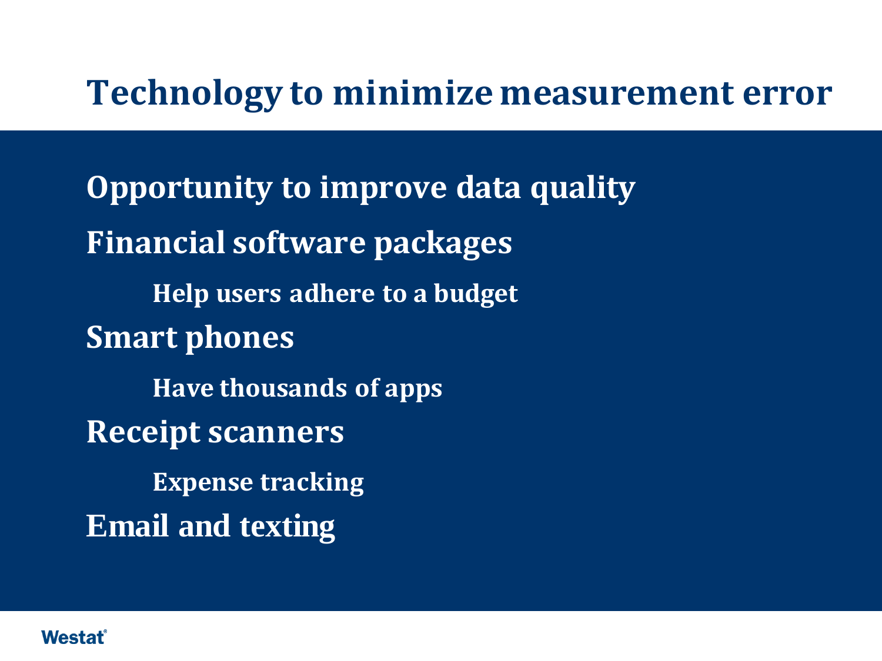# Technology to minimize measurement error

- Opportunity to improve data quality
- Financial software packages
  - Help users adhere to a budget
- Smart phones
  - Have thousands of apps
- Receipt scanners
  - Expense tracking
- Email and texting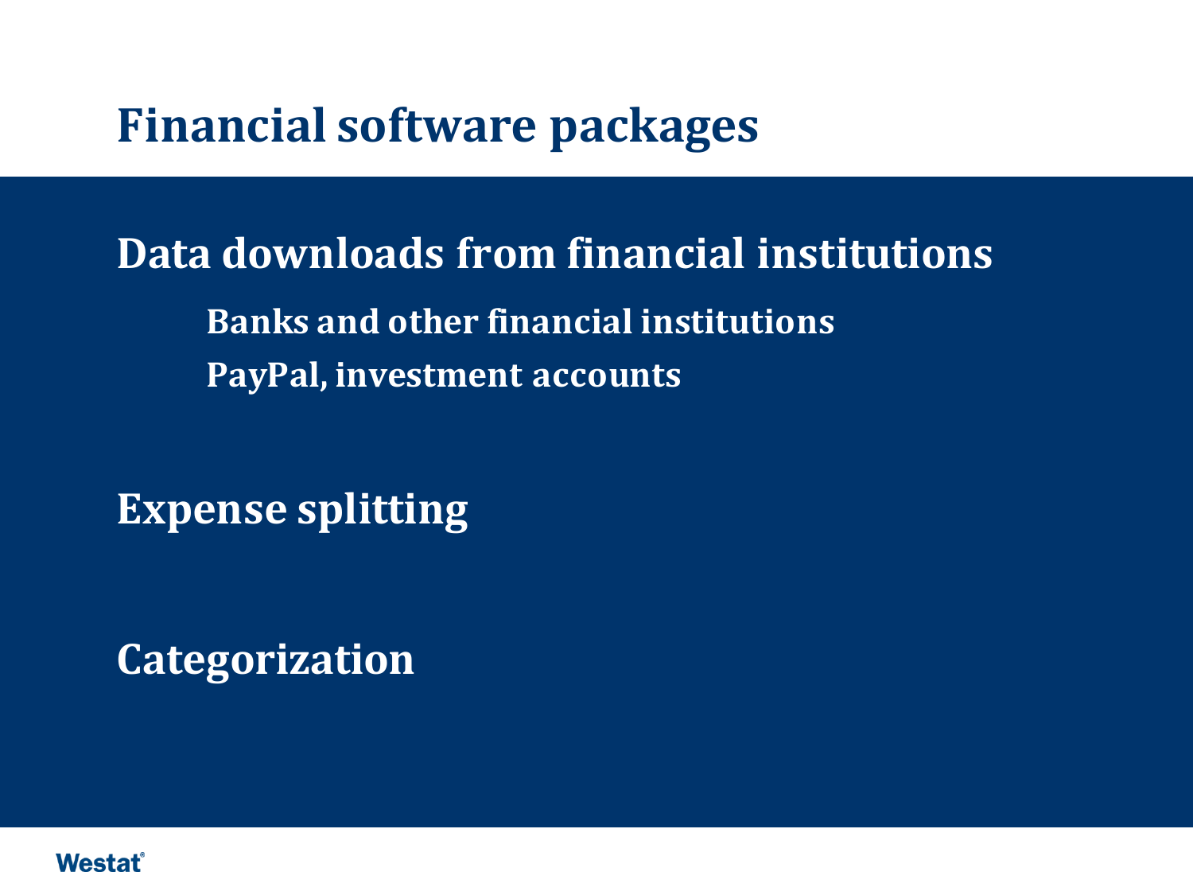# Financial software packages

## Data downloads from financial institutions

- Banks and other financial institutions
- PayPal, investment accounts

## Expense splitting

## Categorization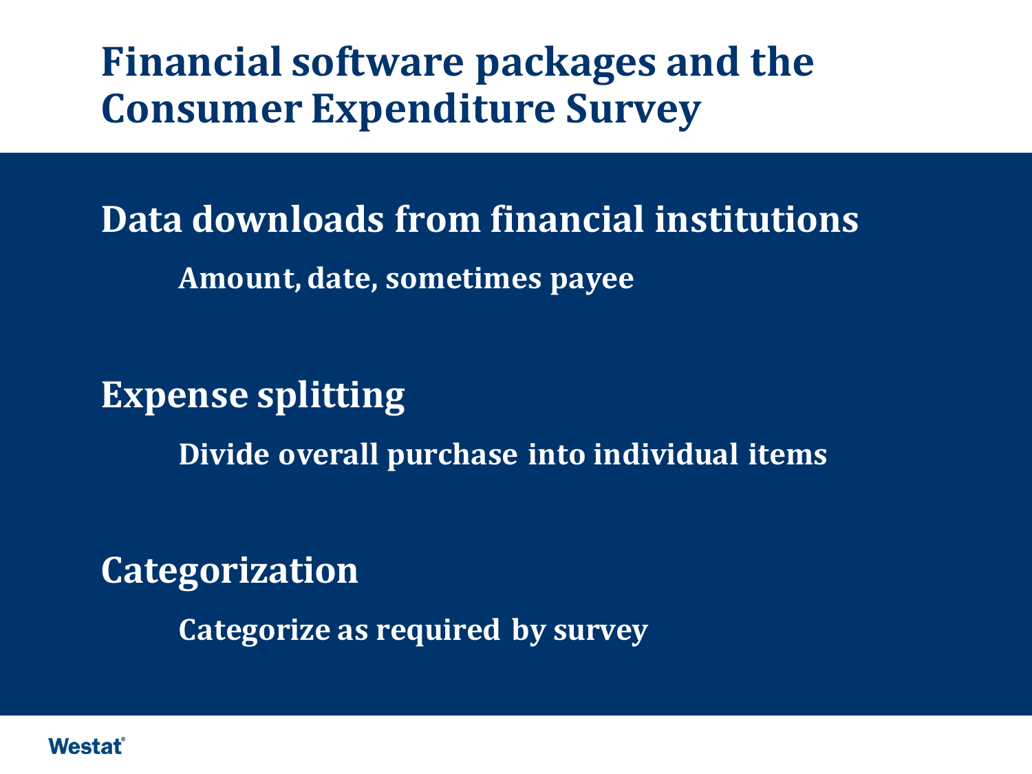# Financial software packages and the Consumer Expenditure Survey

## Data downloads from financial institutions

Amount, date, sometimes payee

## Expense splitting

Divide overall purchase into individual items

## Categorization

Categorize as required by survey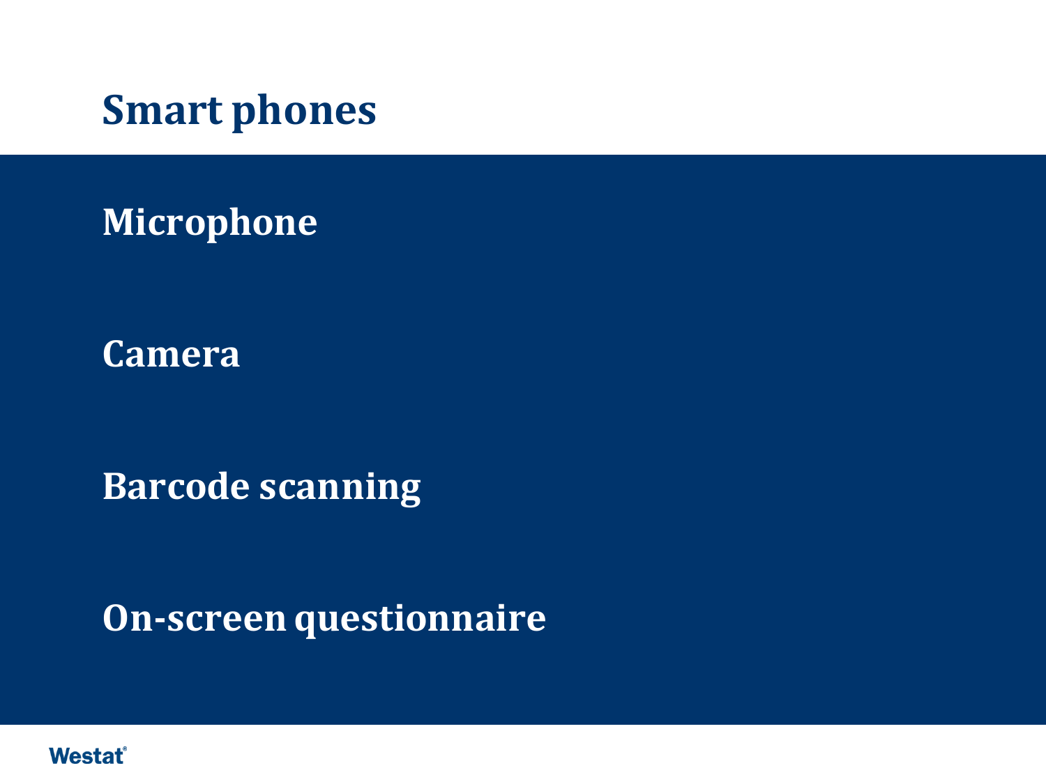# Smart phones

Microphone

Camera

Barcode scanning

On-screen questionnaire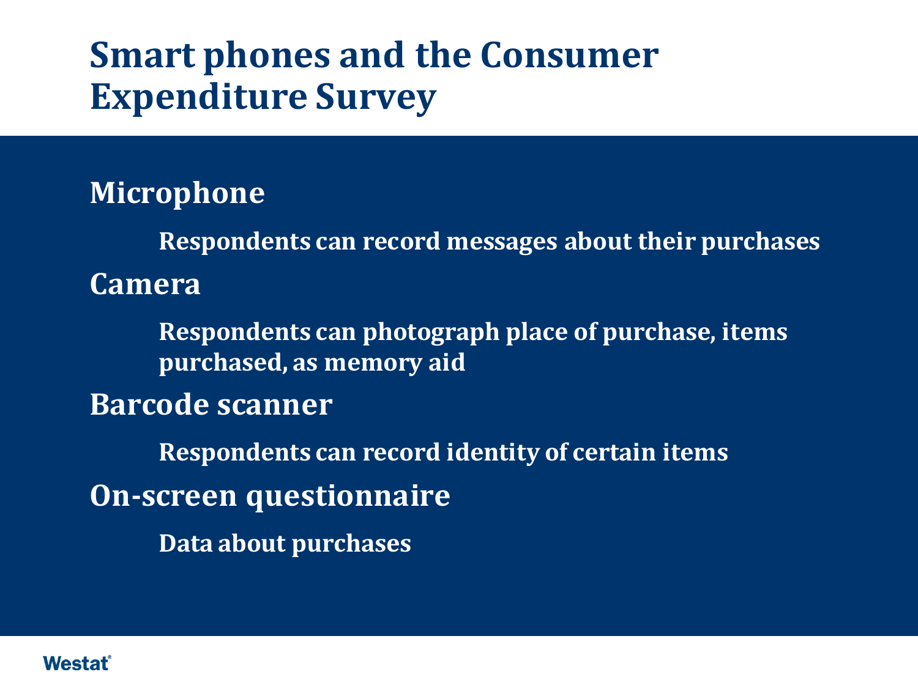# Smart phones and the Consumer Expenditure Survey

**Microphone**

- Respondents can record messages about their purchases

**Camera**

- Respondents can photograph place of purchase, items purchased, as memory aid

**Barcode scanner**

- Respondents can record identity of certain items

**On-screen questionnaire**

- Data about purchases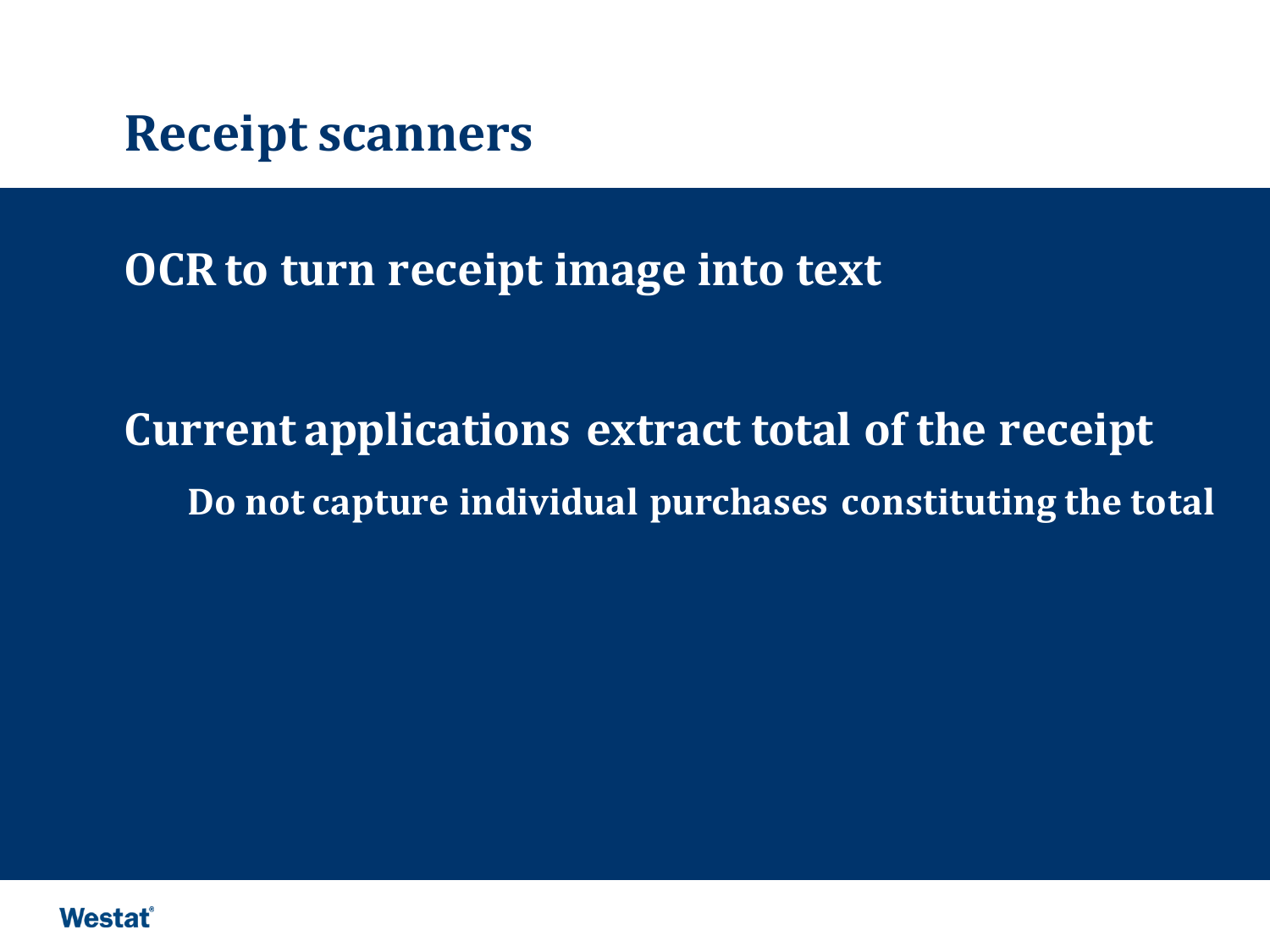# Receipt scanners

**OCR to turn receipt image into text**

**Current applications extract total of the receipt**

- **Do not capture individual purchases constituting the total**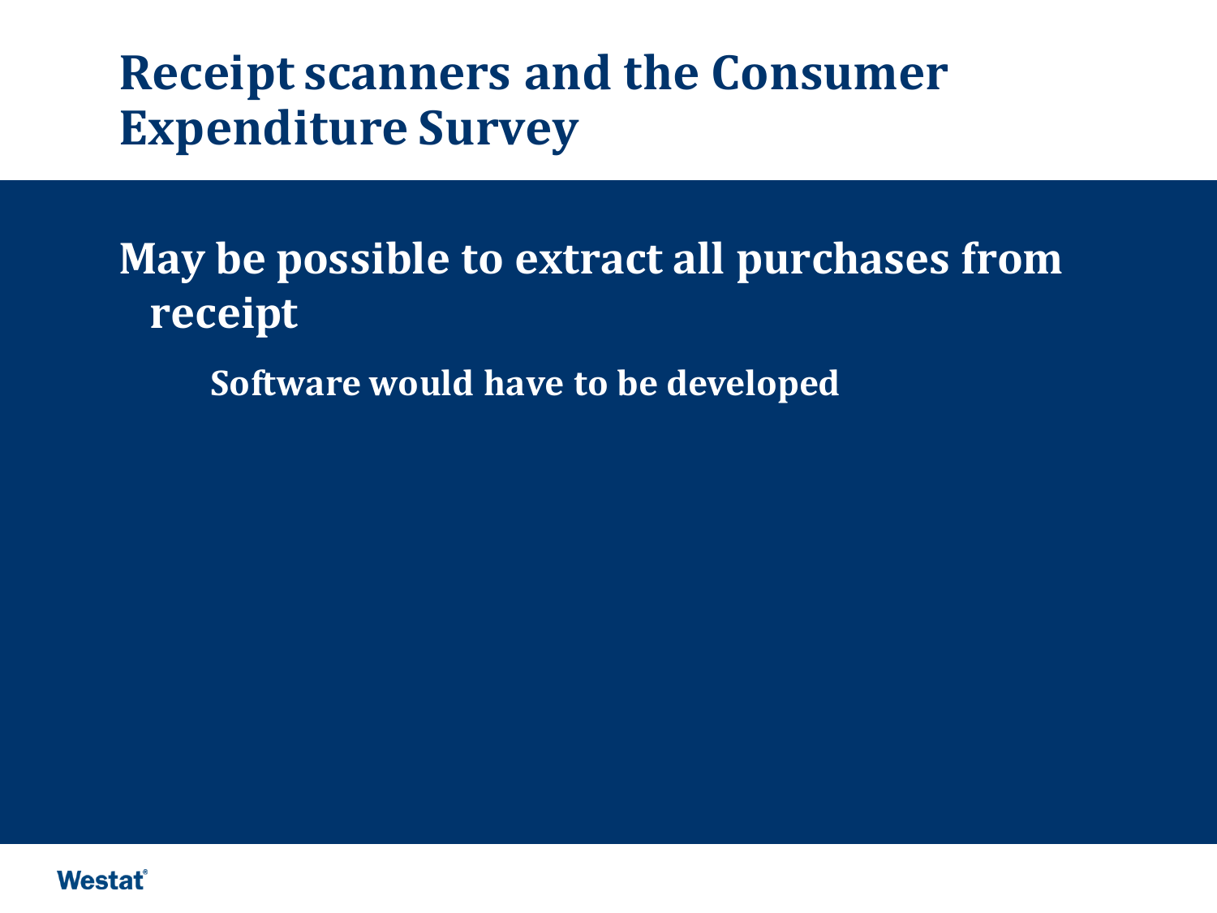# Receipt scanners and the Consumer Expenditure Survey

- May be possible to extract all purchases from receipt
  - Software would have to be developed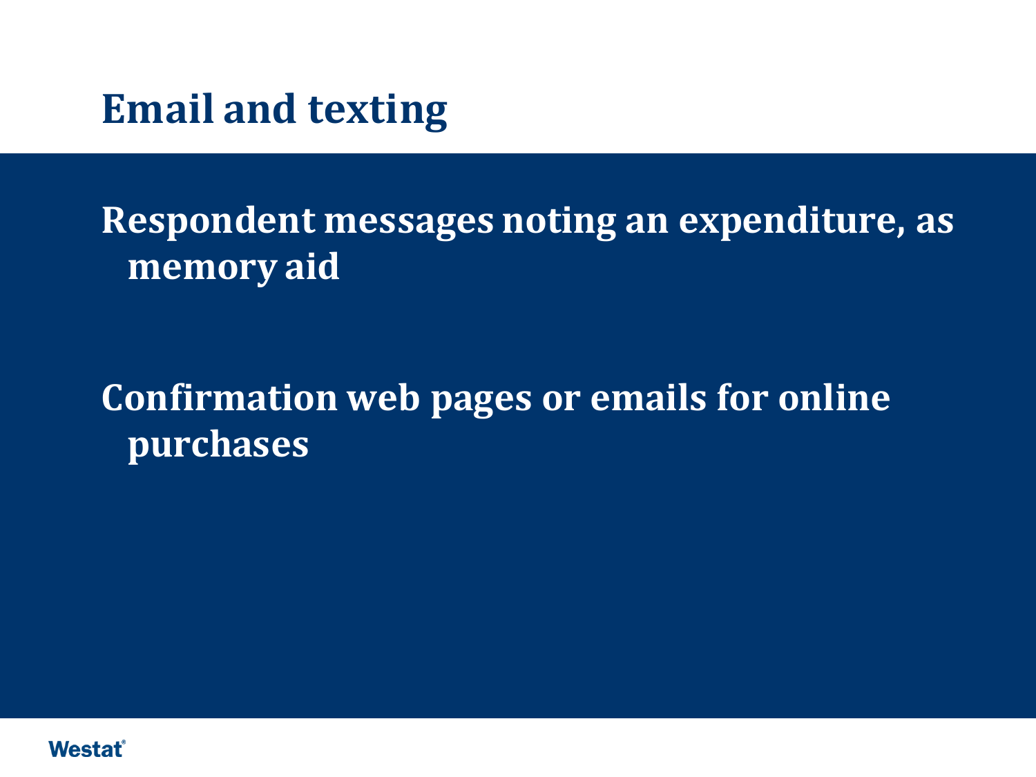# Email and texting

Respondent messages noting an expenditure, as memory aid

Confirmation web pages or emails for online purchases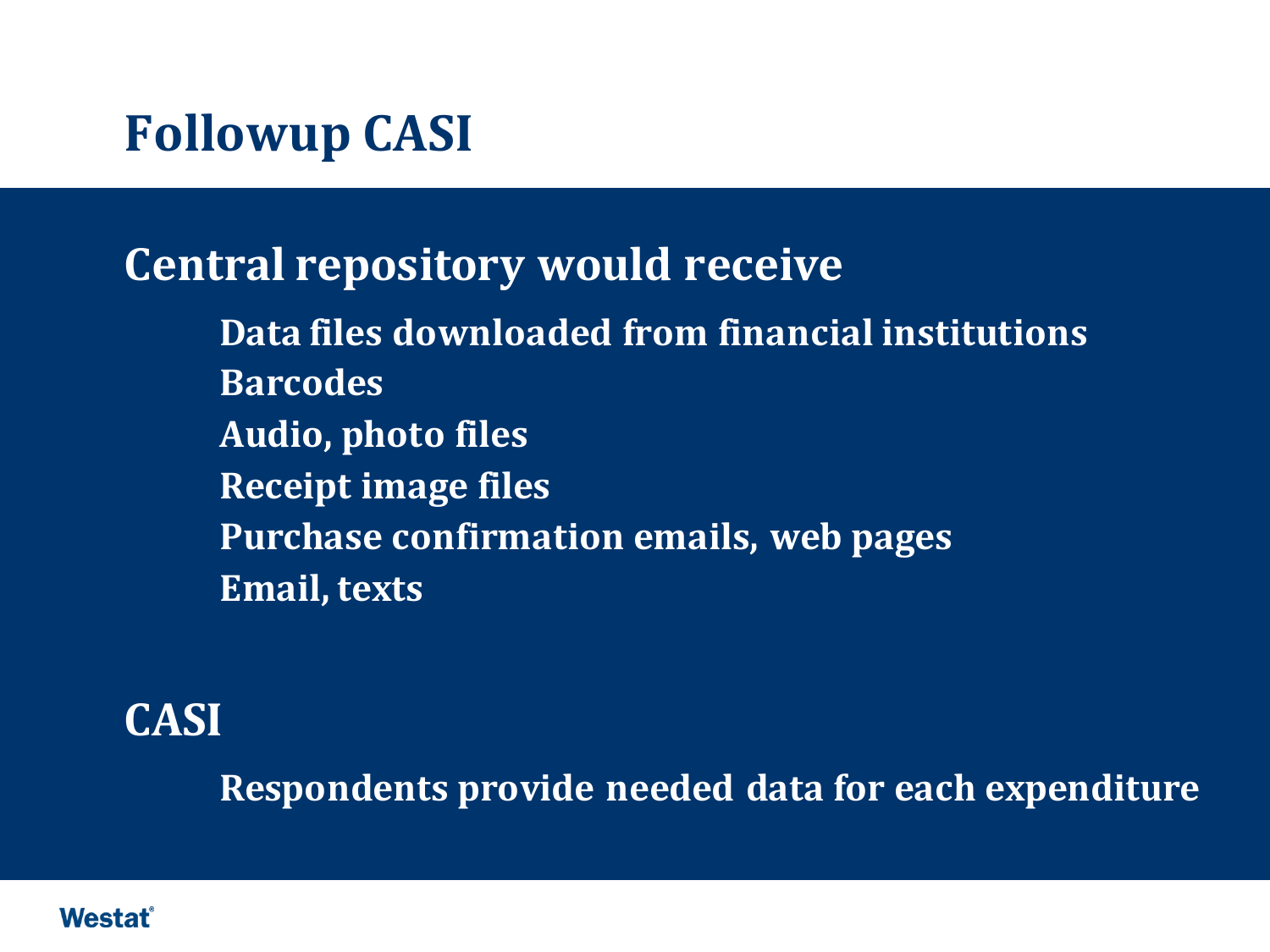# Followup CASI

## Central repository would receive

- Data files downloaded from financial institutions
- Barcodes
- Audio, photo files
- Receipt image files
- Purchase confirmation emails, web pages
- Email, texts

## CASI

- Respondents provide needed data for each expenditure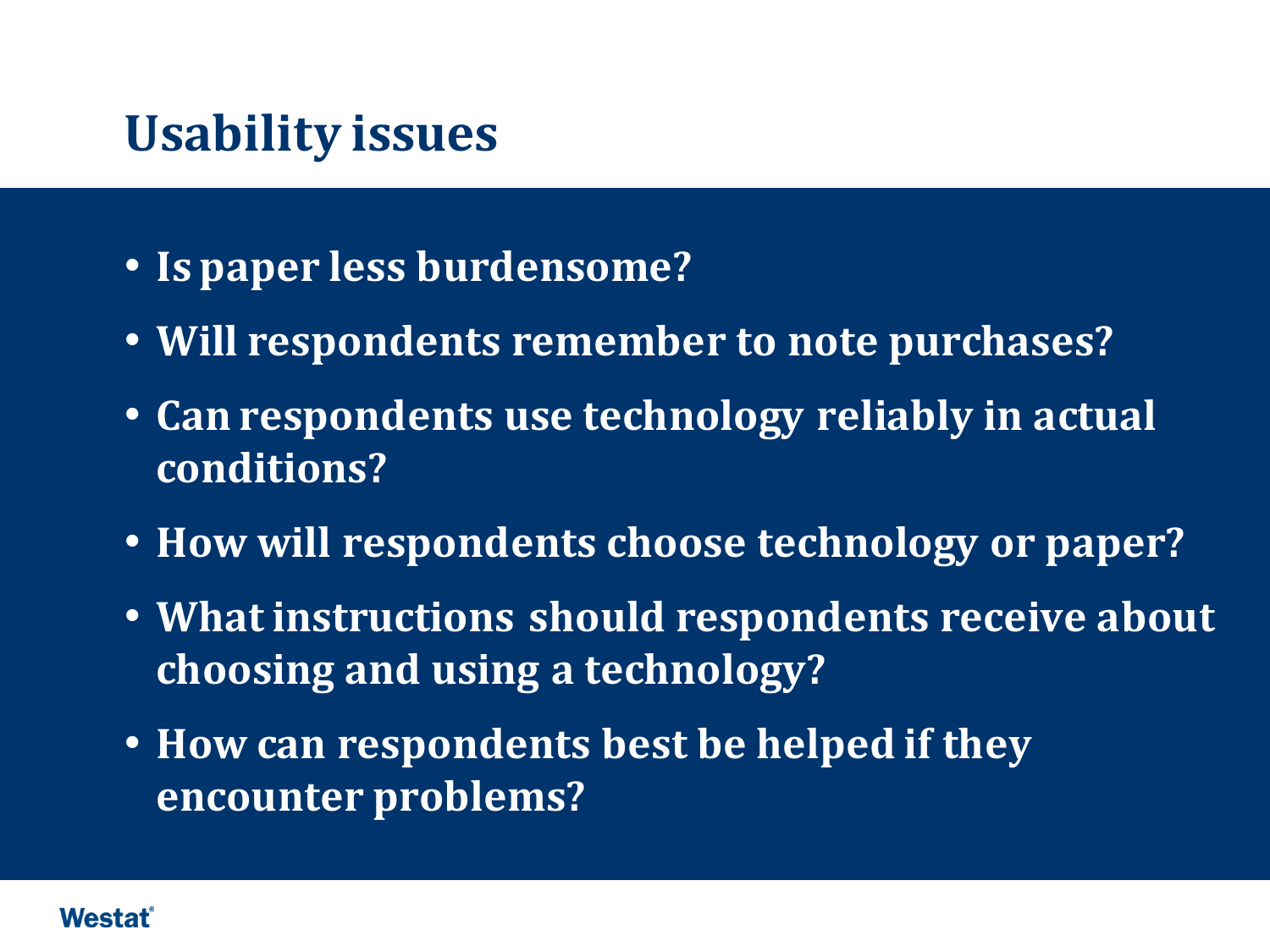# Usability issues

- Is paper less burdensome?
- Will respondents remember to note purchases?
- Can respondents use technology reliably in actual conditions?
- How will respondents choose technology or paper?
- What instructions should respondents receive about choosing and using a technology?
- How can respondents best be helped if they encounter problems?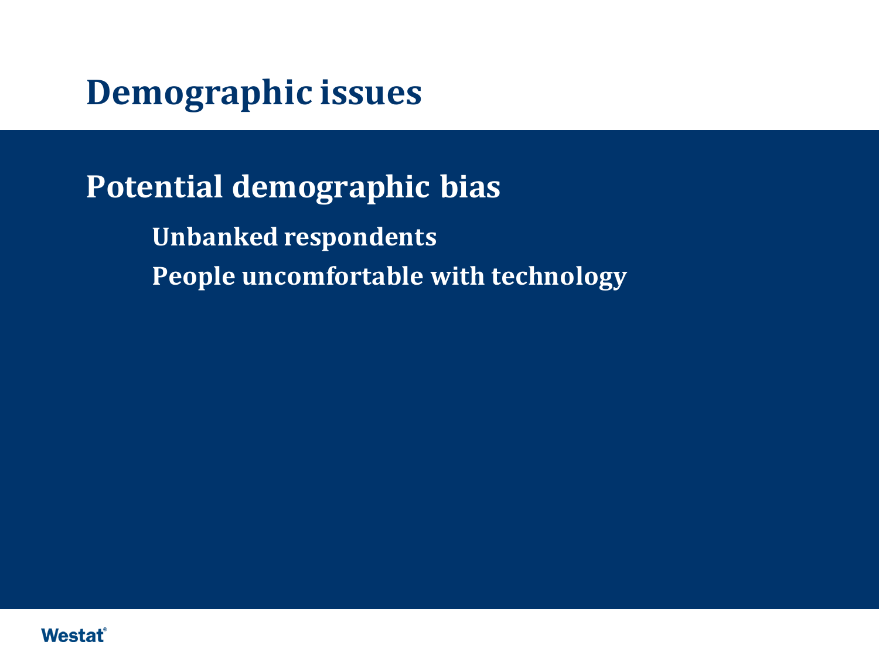# Demographic issues

## Potential demographic bias

- Unbanked respondents
- People uncomfortable with technology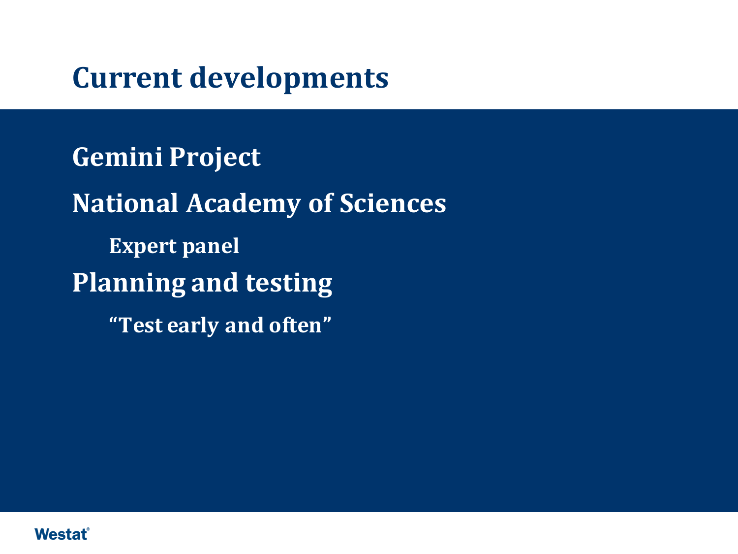# Current developments

- **Gemini Project**
- **National Academy of Sciences**
  - **Expert panel**
- **Planning and testing**
  - **"Test early and often"**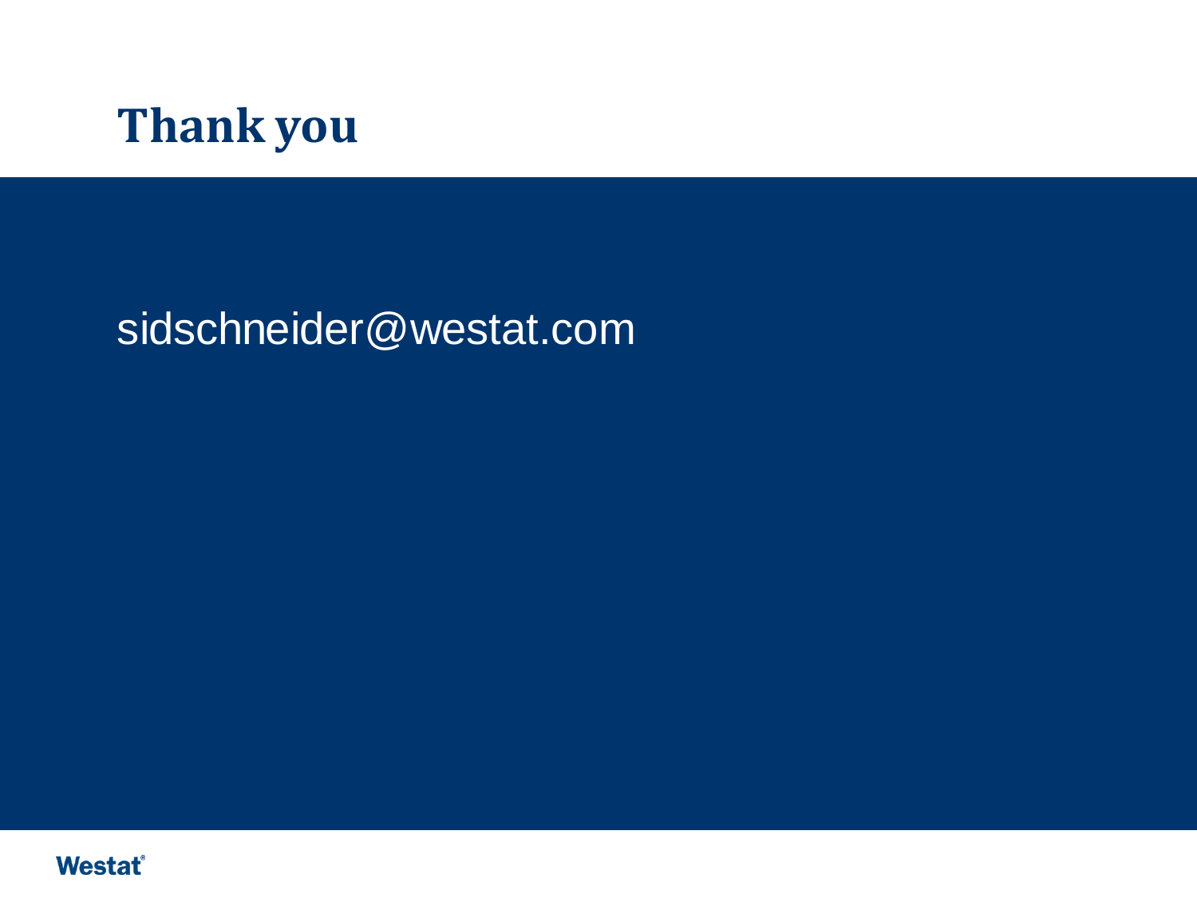# Thank you

sidschneider@westat.com